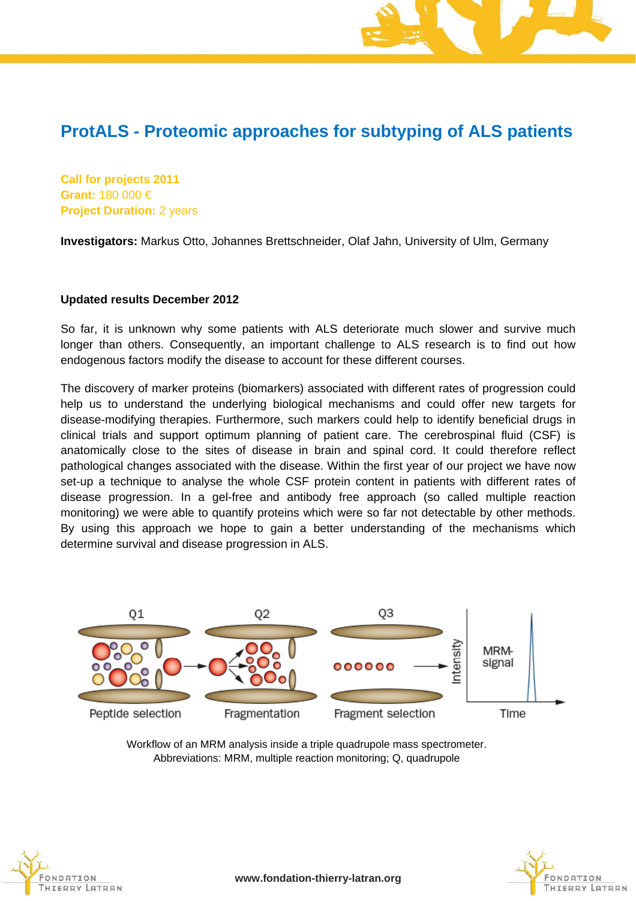# ProtALS - Proteomic approaches for subtyping of ALS patients

**Call for projects 2011**
**Grant:** 180 000 €
**Project Duration:** 2 years

**Investigators:** Markus Otto, Johannes Brettschneider, Olaf Jahn, University of Ulm, Germany

**Updated results December 2012**

So far, it is unknown why some patients with ALS deteriorate much slower and survive much longer than others. Consequently, an important challenge to ALS research is to find out how endogenous factors modify the disease to account for these different courses.

The discovery of marker proteins (biomarkers) associated with different rates of progression could help us to understand the underlying biological mechanisms and could offer new targets for disease-modifying therapies. Furthermore, such markers could help to identify beneficial drugs in clinical trials and support optimum planning of patient care. The cerebrospinal fluid (CSF) is anatomically close to the sites of disease in brain and spinal cord. It could therefore reflect pathological changes associated with the disease. Within the first year of our project we have now set-up a technique to analyse the whole CSF protein content in patients with different rates of disease progression. In a gel-free and antibody free approach (so called multiple reaction monitoring) we were able to quantify proteins which were so far not detectable by other methods. By using this approach we hope to gain a better understanding of the mechanisms which determine survival and disease progression in ALS.

Workflow of an MRM analysis inside a triple quadrupole mass spectrometer.
Abbreviations: MRM, multiple reaction monitoring; Q, quadrupole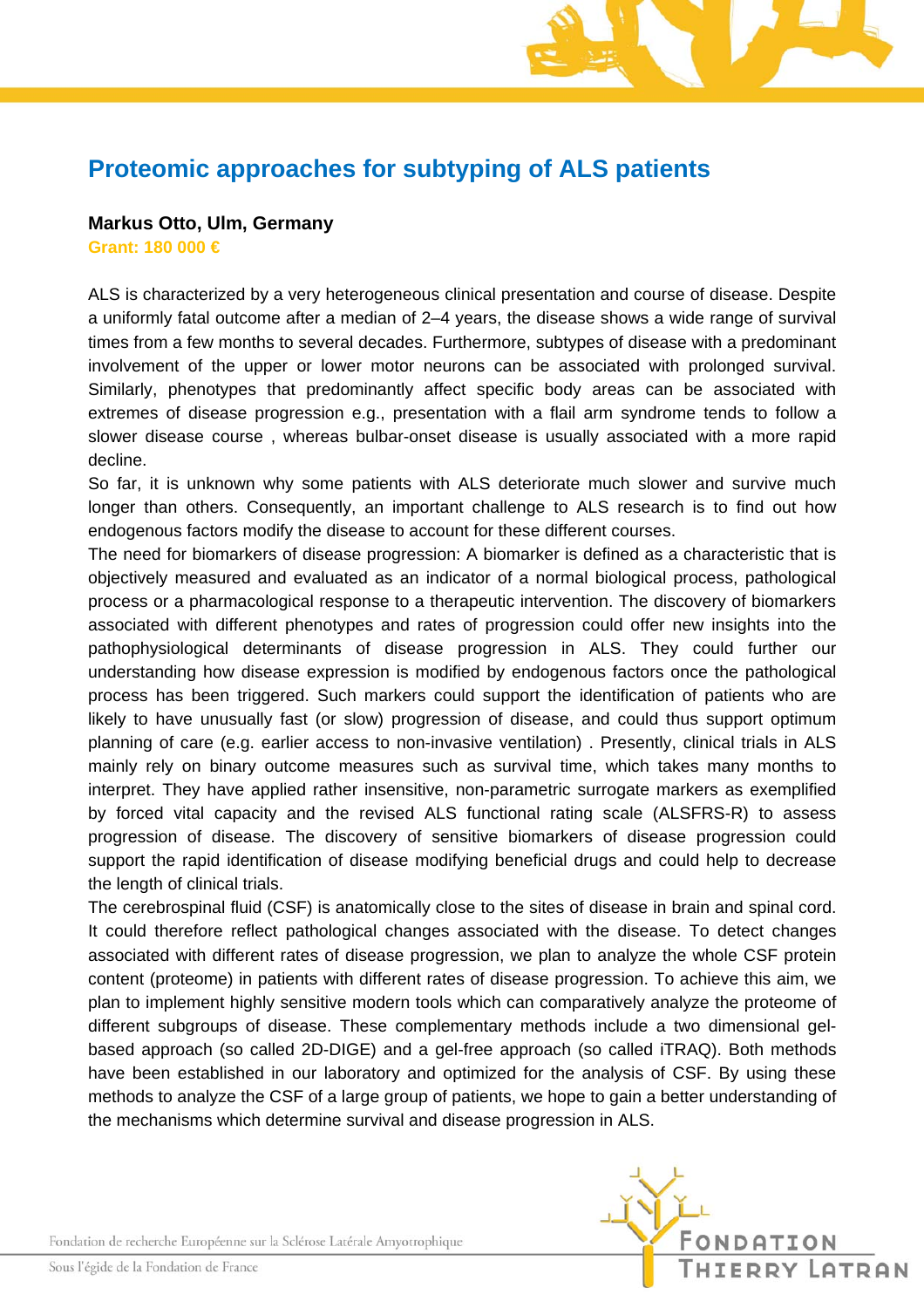# Proteomic approaches for subtyping of ALS patients

**Markus Otto, Ulm, Germany**

**Grant: 180 000 €**

ALS is characterized by a very heterogeneous clinical presentation and course of disease. Despite a uniformly fatal outcome after a median of 2–4 years, the disease shows a wide range of survival times from a few months to several decades. Furthermore, subtypes of disease with a predominant involvement of the upper or lower motor neurons can be associated with prolonged survival. Similarly, phenotypes that predominantly affect specific body areas can be associated with extremes of disease progression e.g., presentation with a flail arm syndrome tends to follow a slower disease course , whereas bulbar-onset disease is usually associated with a more rapid decline.

So far, it is unknown why some patients with ALS deteriorate much slower and survive much longer than others. Consequently, an important challenge to ALS research is to find out how endogenous factors modify the disease to account for these different courses.

The need for biomarkers of disease progression: A biomarker is defined as a characteristic that is objectively measured and evaluated as an indicator of a normal biological process, pathological process or a pharmacological response to a therapeutic intervention. The discovery of biomarkers associated with different phenotypes and rates of progression could offer new insights into the pathophysiological determinants of disease progression in ALS. They could further our understanding how disease expression is modified by endogenous factors once the pathological process has been triggered. Such markers could support the identification of patients who are likely to have unusually fast (or slow) progression of disease, and could thus support optimum planning of care (e.g. earlier access to non-invasive ventilation) . Presently, clinical trials in ALS mainly rely on binary outcome measures such as survival time, which takes many months to interpret. They have applied rather insensitive, non-parametric surrogate markers as exemplified by forced vital capacity and the revised ALS functional rating scale (ALSFRS-R) to assess progression of disease. The discovery of sensitive biomarkers of disease progression could support the rapid identification of disease modifying beneficial drugs and could help to decrease the length of clinical trials.

The cerebrospinal fluid (CSF) is anatomically close to the sites of disease in brain and spinal cord. It could therefore reflect pathological changes associated with the disease. To detect changes associated with different rates of disease progression, we plan to analyze the whole CSF protein content (proteome) in patients with different rates of disease progression. To achieve this aim, we plan to implement highly sensitive modern tools which can comparatively analyze the proteome of different subgroups of disease. These complementary methods include a two dimensional gel-based approach (so called 2D-DIGE) and a gel-free approach (so called iTRAQ). Both methods have been established in our laboratory and optimized for the analysis of CSF. By using these methods to analyze the CSF of a large group of patients, we hope to gain a better understanding of the mechanisms which determine survival and disease progression in ALS.